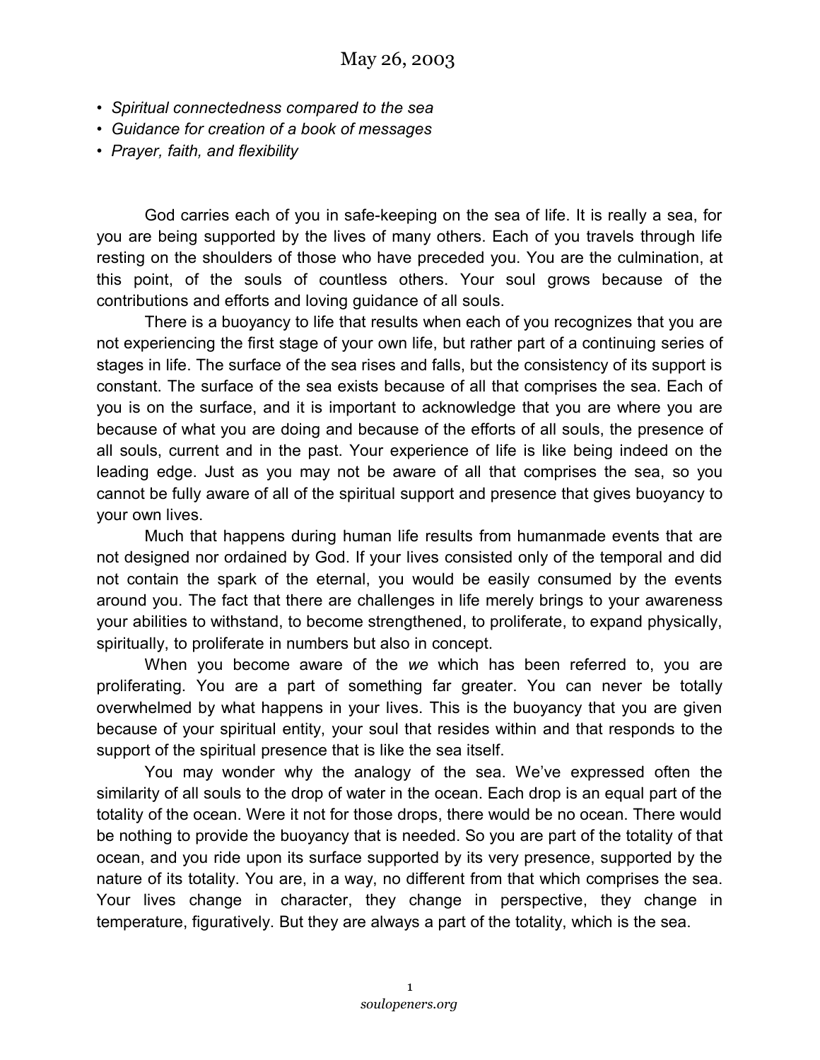# May 26, 2003

- *Spiritual connectedness compared to the sea*
- *Guidance for creation of a book of messages*
- *Prayer, faith, and flexibility*

God carries each of you in safe-keeping on the sea of life. It is really a sea, for you are being supported by the lives of many others. Each of you travels through life resting on the shoulders of those who have preceded you. You are the culmination, at this point, of the souls of countless others. Your soul grows because of the contributions and efforts and loving guidance of all souls.

There is a buoyancy to life that results when each of you recognizes that you are not experiencing the first stage of your own life, but rather part of a continuing series of stages in life. The surface of the sea rises and falls, but the consistency of its support is constant. The surface of the sea exists because of all that comprises the sea. Each of you is on the surface, and it is important to acknowledge that you are where you are because of what you are doing and because of the efforts of all souls, the presence of all souls, current and in the past. Your experience of life is like being indeed on the leading edge. Just as you may not be aware of all that comprises the sea, so you cannot be fully aware of all of the spiritual support and presence that gives buoyancy to your own lives.

Much that happens during human life results from humanmade events that are not designed nor ordained by God. If your lives consisted only of the temporal and did not contain the spark of the eternal, you would be easily consumed by the events around you. The fact that there are challenges in life merely brings to your awareness your abilities to withstand, to become strengthened, to proliferate, to expand physically, spiritually, to proliferate in numbers but also in concept.

When you become aware of the *we* which has been referred to, you are proliferating. You are a part of something far greater. You can never be totally overwhelmed by what happens in your lives. This is the buoyancy that you are given because of your spiritual entity, your soul that resides within and that responds to the support of the spiritual presence that is like the sea itself.

You may wonder why the analogy of the sea. We've expressed often the similarity of all souls to the drop of water in the ocean. Each drop is an equal part of the totality of the ocean. Were it not for those drops, there would be no ocean. There would be nothing to provide the buoyancy that is needed. So you are part of the totality of that ocean, and you ride upon its surface supported by its very presence, supported by the nature of its totality. You are, in a way, no different from that which comprises the sea. Your lives change in character, they change in perspective, they change in temperature, figuratively. But they are always a part of the totality, which is the sea.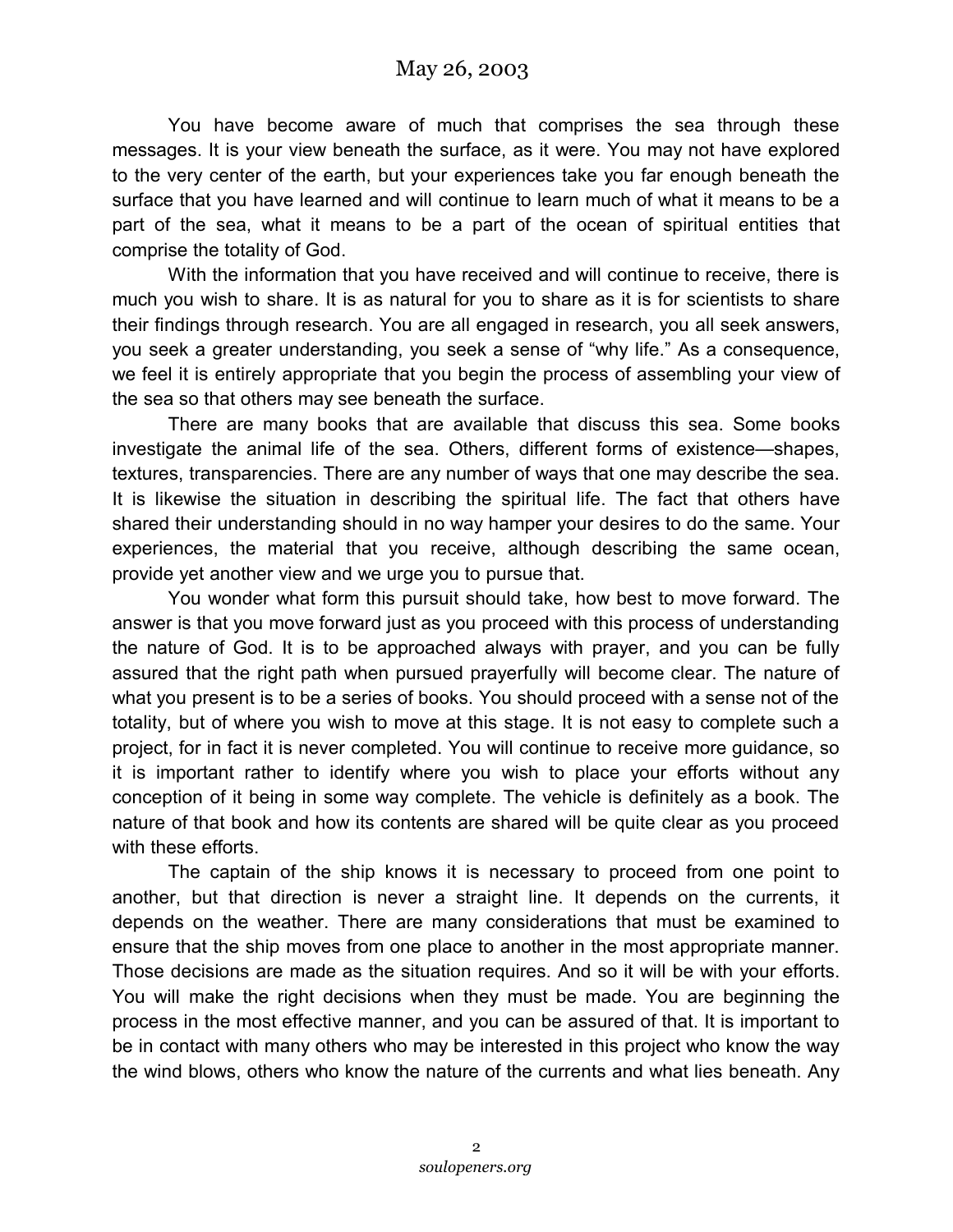# May 26, 2003

You have become aware of much that comprises the sea through these messages. It is your view beneath the surface, as it were. You may not have explored to the very center of the earth, but your experiences take you far enough beneath the surface that you have learned and will continue to learn much of what it means to be a part of the sea, what it means to be a part of the ocean of spiritual entities that comprise the totality of God.

With the information that you have received and will continue to receive, there is much you wish to share. It is as natural for you to share as it is for scientists to share their findings through research. You are all engaged in research, you all seek answers, you seek a greater understanding, you seek a sense of "why life." As a consequence, we feel it is entirely appropriate that you begin the process of assembling your view of the sea so that others may see beneath the surface.

There are many books that are available that discuss this sea. Some books investigate the animal life of the sea. Others, different forms of existence—shapes, textures, transparencies. There are any number of ways that one may describe the sea. It is likewise the situation in describing the spiritual life. The fact that others have shared their understanding should in no way hamper your desires to do the same. Your experiences, the material that you receive, although describing the same ocean, provide yet another view and we urge you to pursue that.

You wonder what form this pursuit should take, how best to move forward. The answer is that you move forward just as you proceed with this process of understanding the nature of God. It is to be approached always with prayer, and you can be fully assured that the right path when pursued prayerfully will become clear. The nature of what you present is to be a series of books. You should proceed with a sense not of the totality, but of where you wish to move at this stage. It is not easy to complete such a project, for in fact it is never completed. You will continue to receive more guidance, so it is important rather to identify where you wish to place your efforts without any conception of it being in some way complete. The vehicle is definitely as a book. The nature of that book and how its contents are shared will be quite clear as you proceed with these efforts.

The captain of the ship knows it is necessary to proceed from one point to another, but that direction is never a straight line. It depends on the currents, it depends on the weather. There are many considerations that must be examined to ensure that the ship moves from one place to another in the most appropriate manner. Those decisions are made as the situation requires. And so it will be with your efforts. You will make the right decisions when they must be made. You are beginning the process in the most effective manner, and you can be assured of that. It is important to be in contact with many others who may be interested in this project who know the way the wind blows, others who know the nature of the currents and what lies beneath. Any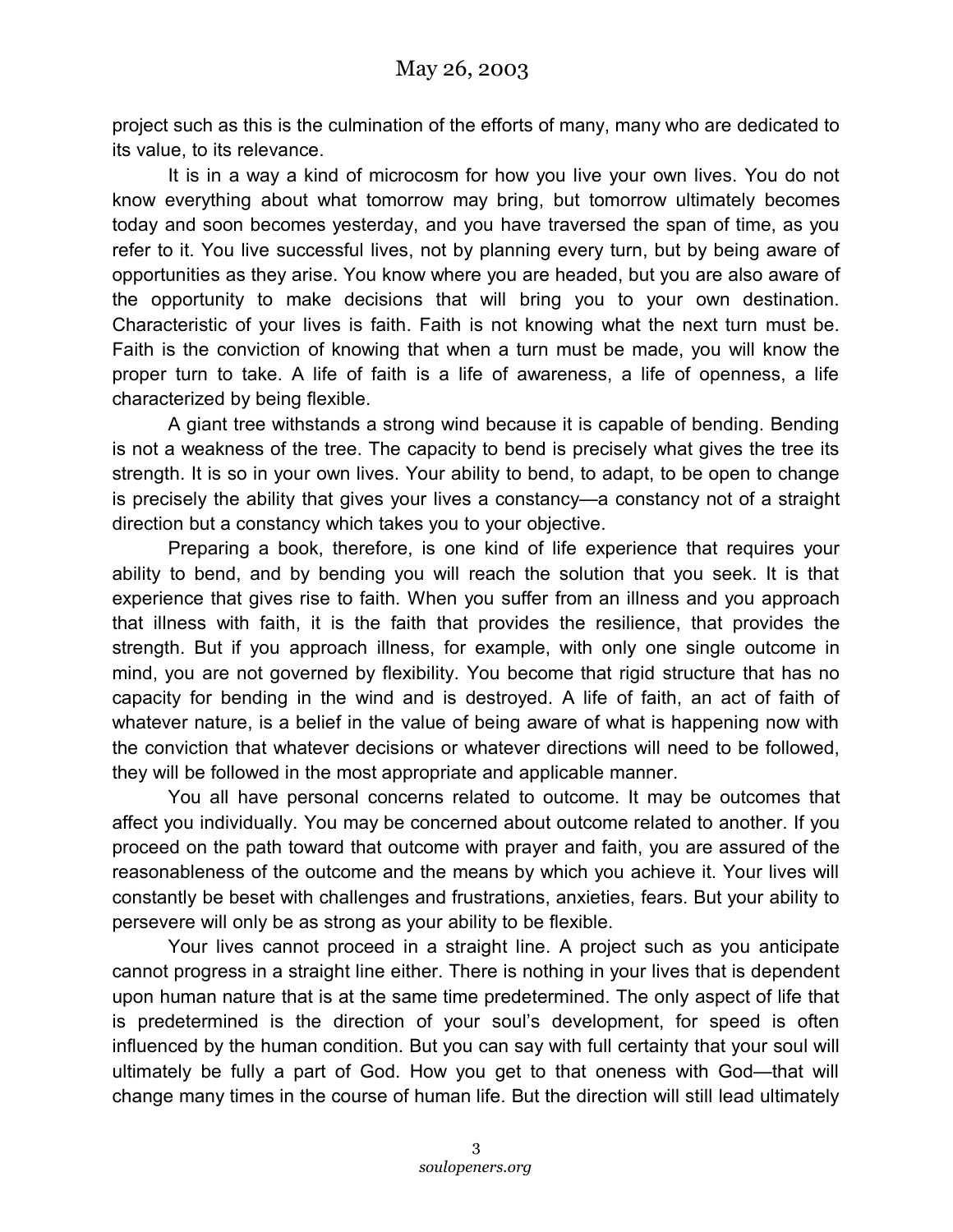project such as this is the culmination of the efforts of many, many who are dedicated to its value, to its relevance.

It is in a way a kind of microcosm for how you live your own lives. You do not know everything about what tomorrow may bring, but tomorrow ultimately becomes today and soon becomes yesterday, and you have traversed the span of time, as you refer to it. You live successful lives, not by planning every turn, but by being aware of opportunities as they arise. You know where you are headed, but you are also aware of the opportunity to make decisions that will bring you to your own destination. Characteristic of your lives is faith. Faith is not knowing what the next turn must be. Faith is the conviction of knowing that when a turn must be made, you will know the proper turn to take. A life of faith is a life of awareness, a life of openness, a life characterized by being flexible.

A giant tree withstands a strong wind because it is capable of bending. Bending is not a weakness of the tree. The capacity to bend is precisely what gives the tree its strength. It is so in your own lives. Your ability to bend, to adapt, to be open to change is precisely the ability that gives your lives a constancy—a constancy not of a straight direction but a constancy which takes you to your objective.

Preparing a book, therefore, is one kind of life experience that requires your ability to bend, and by bending you will reach the solution that you seek. It is that experience that gives rise to faith. When you suffer from an illness and you approach that illness with faith, it is the faith that provides the resilience, that provides the strength. But if you approach illness, for example, with only one single outcome in mind, you are not governed by flexibility. You become that rigid structure that has no capacity for bending in the wind and is destroyed. A life of faith, an act of faith of whatever nature, is a belief in the value of being aware of what is happening now with the conviction that whatever decisions or whatever directions will need to be followed, they will be followed in the most appropriate and applicable manner.

You all have personal concerns related to outcome. It may be outcomes that affect you individually. You may be concerned about outcome related to another. If you proceed on the path toward that outcome with prayer and faith, you are assured of the reasonableness of the outcome and the means by which you achieve it. Your lives will constantly be beset with challenges and frustrations, anxieties, fears. But your ability to persevere will only be as strong as your ability to be flexible.

Your lives cannot proceed in a straight line. A project such as you anticipate cannot progress in a straight line either. There is nothing in your lives that is dependent upon human nature that is at the same time predetermined. The only aspect of life that is predetermined is the direction of your soul's development, for speed is often influenced by the human condition. But you can say with full certainty that your soul will ultimately be fully a part of God. How you get to that oneness with God—that will change many times in the course of human life. But the direction will still lead ultimately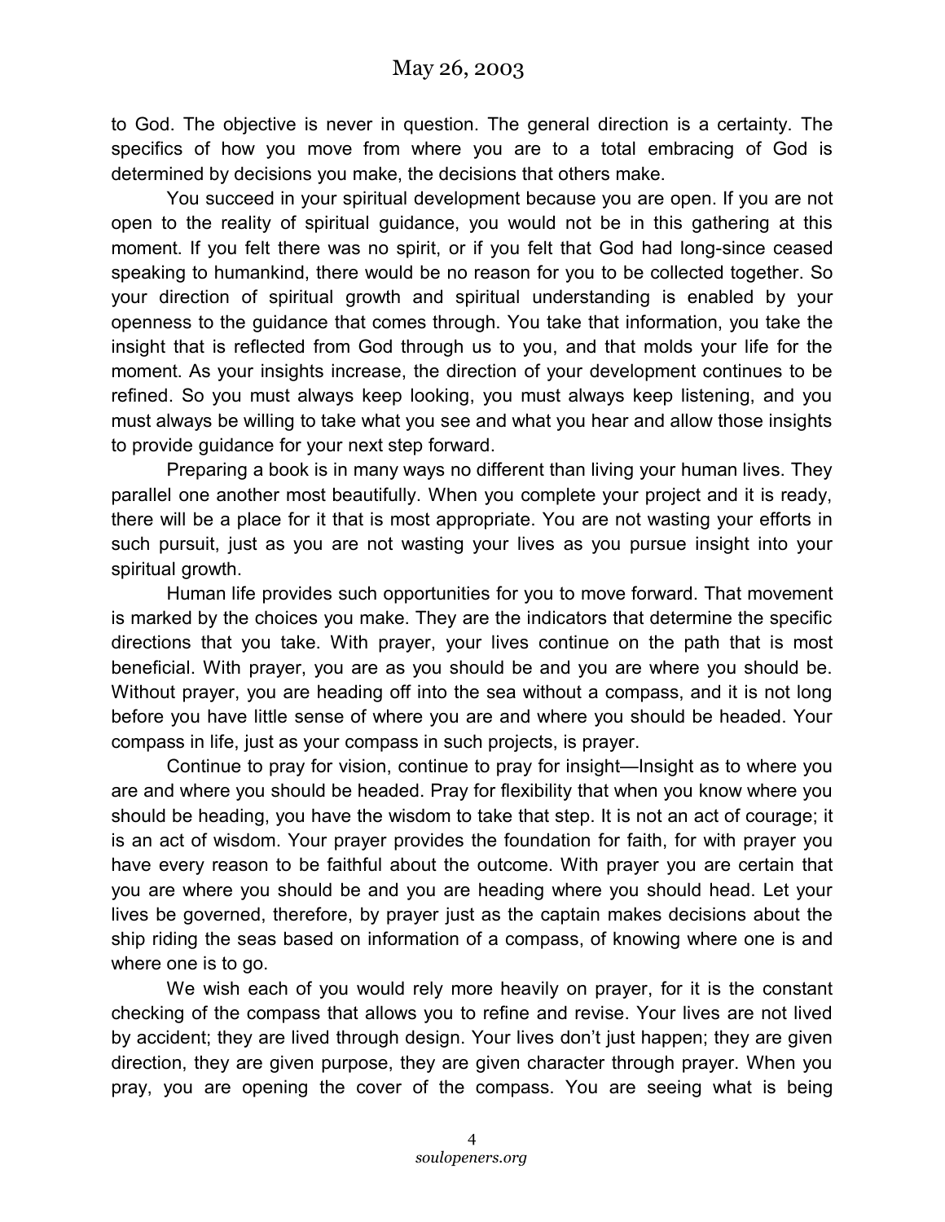to God. The objective is never in question. The general direction is a certainty. The specifics of how you move from where you are to a total embracing of God is determined by decisions you make, the decisions that others make.

You succeed in your spiritual development because you are open. If you are not open to the reality of spiritual guidance, you would not be in this gathering at this moment. If you felt there was no spirit, or if you felt that God had long-since ceased speaking to humankind, there would be no reason for you to be collected together. So your direction of spiritual growth and spiritual understanding is enabled by your openness to the guidance that comes through. You take that information, you take the insight that is reflected from God through us to you, and that molds your life for the moment. As your insights increase, the direction of your development continues to be refined. So you must always keep looking, you must always keep listening, and you must always be willing to take what you see and what you hear and allow those insights to provide guidance for your next step forward.

Preparing a book is in many ways no different than living your human lives. They parallel one another most beautifully. When you complete your project and it is ready, there will be a place for it that is most appropriate. You are not wasting your efforts in such pursuit, just as you are not wasting your lives as you pursue insight into your spiritual growth.

Human life provides such opportunities for you to move forward. That movement is marked by the choices you make. They are the indicators that determine the specific directions that you take. With prayer, your lives continue on the path that is most beneficial. With prayer, you are as you should be and you are where you should be. Without prayer, you are heading off into the sea without a compass, and it is not long before you have little sense of where you are and where you should be headed. Your compass in life, just as your compass in such projects, is prayer.

Continue to pray for vision, continue to pray for insight—Insight as to where you are and where you should be headed. Pray for flexibility that when you know where you should be heading, you have the wisdom to take that step. It is not an act of courage; it is an act of wisdom. Your prayer provides the foundation for faith, for with prayer you have every reason to be faithful about the outcome. With prayer you are certain that you are where you should be and you are heading where you should head. Let your lives be governed, therefore, by prayer just as the captain makes decisions about the ship riding the seas based on information of a compass, of knowing where one is and where one is to go.

We wish each of you would rely more heavily on prayer, for it is the constant checking of the compass that allows you to refine and revise. Your lives are not lived by accident; they are lived through design. Your lives don't just happen; they are given direction, they are given purpose, they are given character through prayer. When you pray, you are opening the cover of the compass. You are seeing what is being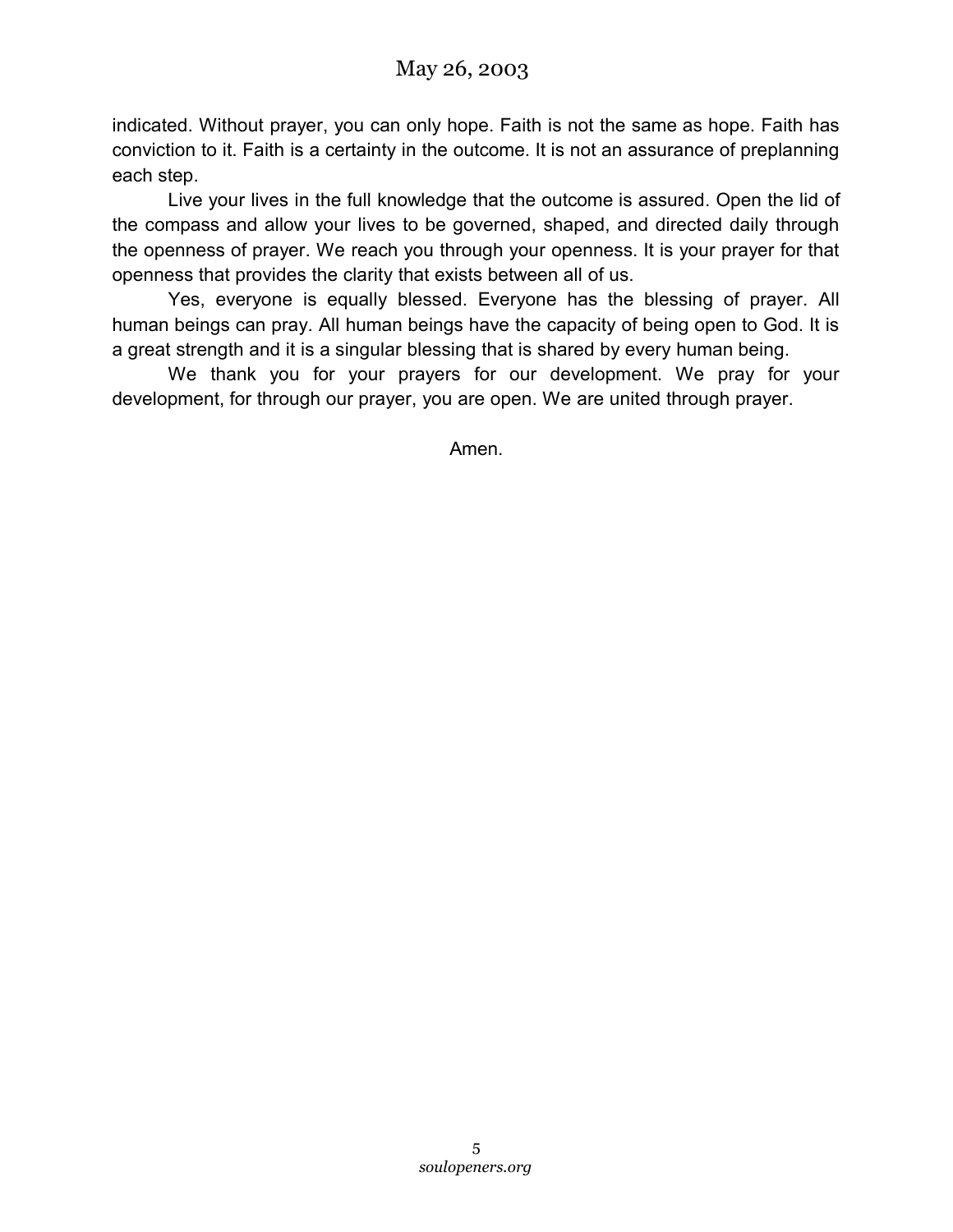indicated. Without prayer, you can only hope. Faith is not the same as hope. Faith has conviction to it. Faith is a certainty in the outcome. It is not an assurance of preplanning each step.

Live your lives in the full knowledge that the outcome is assured. Open the lid of the compass and allow your lives to be governed, shaped, and directed daily through the openness of prayer. We reach you through your openness. It is your prayer for that openness that provides the clarity that exists between all of us.

Yes, everyone is equally blessed. Everyone has the blessing of prayer. All human beings can pray. All human beings have the capacity of being open to God. It is a great strength and it is a singular blessing that is shared by every human being.

We thank you for your prayers for our development. We pray for your development, for through our prayer, you are open. We are united through prayer.

Amen.